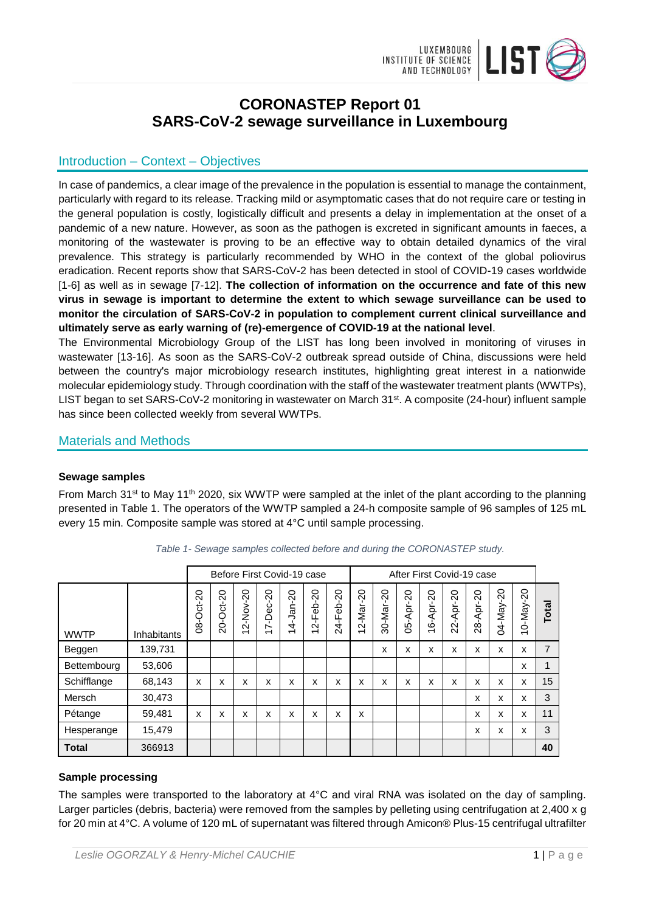# CORONASTEP Report 01
# SARS-CoV-2 sewage surveillance in Luxembourg

## Introduction – Context – Objectives

In case of pandemics, a clear image of the prevalence in the population is essential to manage the containment, particularly with regard to its release. Tracking mild or asymptomatic cases that do not require care or testing in the general population is costly, logistically difficult and presents a delay in implementation at the onset of a pandemic of a new nature. However, as soon as the pathogen is excreted in significant amounts in faeces, a monitoring of the wastewater is proving to be an effective way to obtain detailed dynamics of the viral prevalence. This strategy is particularly recommended by WHO in the context of the global poliovirus eradication. Recent reports show that SARS-CoV-2 has been detected in stool of COVID-19 cases worldwide [1-6] as well as in sewage [7-12]. **The collection of information on the occurrence and fate of this new virus in sewage is important to determine the extent to which sewage surveillance can be used to monitor the circulation of SARS-CoV-2 in population to complement current clinical surveillance and ultimately serve as early warning of (re)-emergence of COVID-19 at the national level**.

The Environmental Microbiology Group of the LIST has long been involved in monitoring of viruses in wastewater [13-16]. As soon as the SARS-CoV-2 outbreak spread outside of China, discussions were held between the country's major microbiology research institutes, highlighting great interest in a nationwide molecular epidemiology study. Through coordination with the staff of the wastewater treatment plants (WWTPs), LIST began to set SARS-CoV-2 monitoring in wastewater on March 31st. A composite (24-hour) influent sample has since been collected weekly from several WWTPs.

## Materials and Methods

### Sewage samples

From March 31st to May 11th 2020, six WWTP were sampled at the inlet of the plant according to the planning presented in Table 1. The operators of the WWTP sampled a 24-h composite sample of 96 samples of 125 mL every 15 min. Composite sample was stored at 4°C until sample processing.

*Table 1- Sewage samples collected before and during the CORONASTEP study.*

| | | Before First Covid-19 case | | | | | | | After First Covid-19 case | | | | | | | | | |
|---|---|---|---|---|---|---|---|---|---|---|---|---|---|---|---|---|---|---|
| **WWTP** | **Inhabitants** | 08-Oct-20 | 20-Oct-20 | 12-Nov-20 | 17-Dec-20 | 14-Jan-20 | 12-Feb-20 | 24-Feb-20 | 12-Mar-20 | 30-Mar-20 | 05-Apr-20 | 16-Apr-20 | 22-Apr-20 | 28-Apr-20 | 04-May-20 | 10-May-20 | **Total** |
| Beggen | 139,731 | | | | | | | | | x | x | x | x | x | x | x | 7 |
| Bettembourg | 53,606 | | | | | | | | | | | | | | | x | 1 |
| Schifflange | 68,143 | x | x | x | x | x | x | x | x | x | x | x | x | x | x | x | 15 |
| Mersch | 30,473 | | | | | | | | | | | | | x | x | x | 3 |
| Pétange | 59,481 | x | x | x | x | x | x | x | x | | | | | x | x | x | 11 |
| Hesperange | 15,479 | | | | | | | | | | | | | x | x | x | 3 |
| **Total** | 366913 | | | | | | | | | | | | | | | | **40** |

### Sample processing

The samples were transported to the laboratory at 4°C and viral RNA was isolated on the day of sampling. Larger particles (debris, bacteria) were removed from the samples by pelleting using centrifugation at 2,400 x g for 20 min at 4°C. A volume of 120 mL of supernatant was filtered through Amicon® Plus-15 centrifugal ultrafilter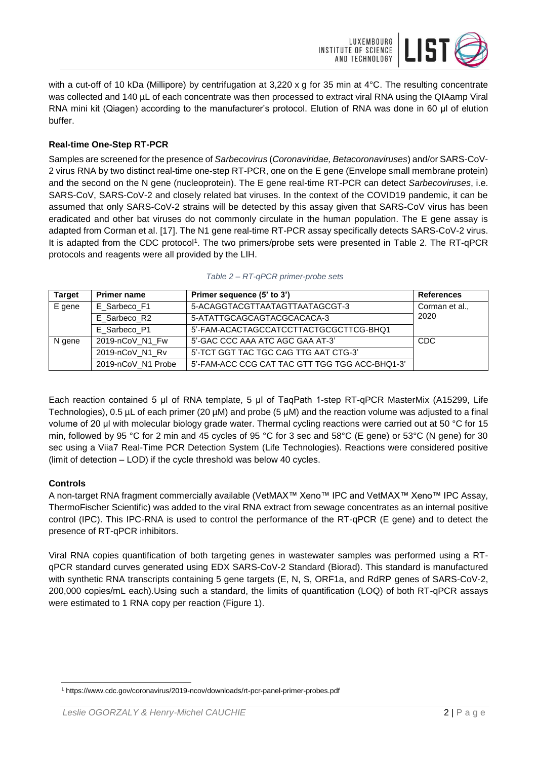with a cut-off of 10 kDa (Millipore) by centrifugation at 3,220 x g for 35 min at 4°C. The resulting concentrate was collected and 140 µL of each concentrate was then processed to extract viral RNA using the QIAamp Viral RNA mini kit (Qiagen) according to the manufacturer's protocol. Elution of RNA was done in 60 µl of elution buffer.

### Real-time One-Step RT-PCR

Samples are screened for the presence of *Sarbecovirus* (*Coronaviridae, Betacoronaviruses*) and/or SARS-CoV-2 virus RNA by two distinct real-time one-step RT-PCR, one on the E gene (Envelope small membrane protein) and the second on the N gene (nucleoprotein). The E gene real-time RT-PCR can detect *Sarbecoviruses*, i.e. SARS-CoV, SARS-CoV-2 and closely related bat viruses. In the context of the COVID19 pandemic, it can be assumed that only SARS-CoV-2 strains will be detected by this assay given that SARS-CoV virus has been eradicated and other bat viruses do not commonly circulate in the human population. The E gene assay is adapted from Corman et al. [17]. The N1 gene real-time RT-PCR assay specifically detects SARS-CoV-2 virus. It is adapted from the CDC protocol[1]. The two primers/probe sets were presented in Table 2. The RT-qPCR protocols and reagents were all provided by the LIH.

*Table 2 – RT-qPCR primer-probe sets*

| Target | Primer name | Primer sequence (5' to 3') | References |
|---|---|---|---|
| E gene | E_Sarbeco_F1 | 5-ACAGGTACGTTAATAGTTAATAGCGT-3 | Corman et al., 2020 |
| | E_Sarbeco_R2 | 5-ATATTGCAGCAGTACGCACACA-3 | |
| | E_Sarbeco_P1 | 5'-FAM-ACACTAGCCATCCTTACTGCGCTTCG-BHQ1 | |
| N gene | 2019-nCoV_N1_Fw | 5'-GAC CCC AAA ATC AGC GAA AT-3' | CDC |
| | 2019-nCoV_N1_Rv | 5'-TCT GGT TAC TGC CAG TTG AAT CTG-3' | |
| | 2019-nCoV_N1 Probe | 5'-FAM-ACC CCG CAT TAC GTT TGG TGG ACC-BHQ1-3' | |

Each reaction contained 5 µl of RNA template, 5 µl of TaqPath 1-step RT-qPCR MasterMix (A15299, Life Technologies), 0.5 µL of each primer (20 µM) and probe (5 µM) and the reaction volume was adjusted to a final volume of 20 µl with molecular biology grade water. Thermal cycling reactions were carried out at 50 °C for 15 min, followed by 95 °C for 2 min and 45 cycles of 95 °C for 3 sec and 58°C (E gene) or 53°C (N gene) for 30 sec using a Viia7 Real-Time PCR Detection System (Life Technologies). Reactions were considered positive (limit of detection – LOD) if the cycle threshold was below 40 cycles.

### Controls

A non-target RNA fragment commercially available (VetMAX™ Xeno™ IPC and VetMAX™ Xeno™ IPC Assay, ThermoFischer Scientific) was added to the viral RNA extract from sewage concentrates as an internal positive control (IPC). This IPC-RNA is used to control the performance of the RT-qPCR (E gene) and to detect the presence of RT-qPCR inhibitors.

Viral RNA copies quantification of both targeting genes in wastewater samples was performed using a RT-qPCR standard curves generated using EDX SARS-CoV-2 Standard (Biorad). This standard is manufactured with synthetic RNA transcripts containing 5 gene targets (E, N, S, ORF1a, and RdRP genes of SARS-CoV-2, 200,000 copies/mL each).Using such a standard, the limits of quantification (LOQ) of both RT-qPCR assays were estimated to 1 RNA copy per reaction (Figure 1).

[1] https://www.cdc.gov/coronavirus/2019-ncov/downloads/rt-pcr-panel-primer-probes.pdf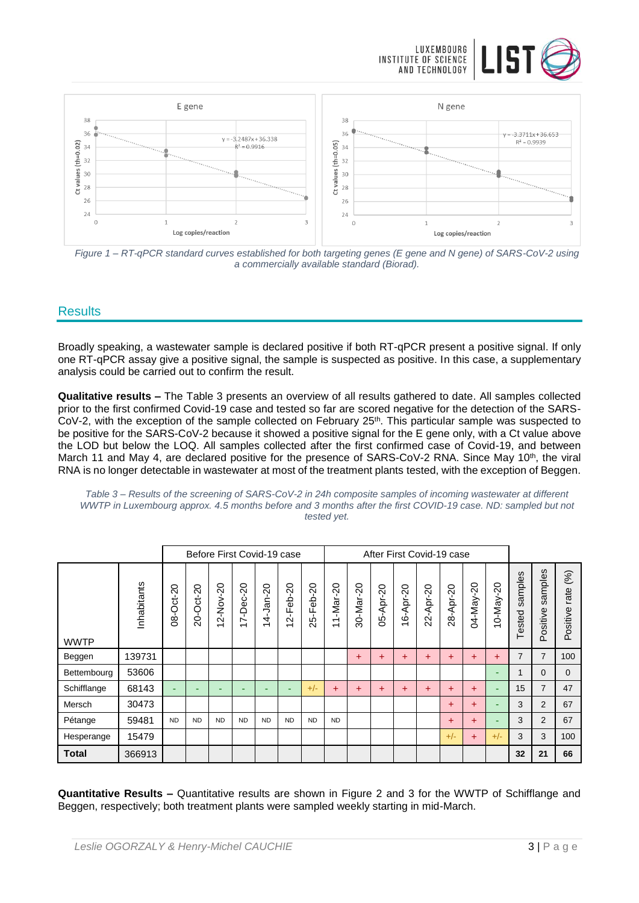*Figure 1 – RT-qPCR standard curves established for both targeting genes (E gene and N gene) of SARS-CoV-2 using a commercially available standard (Biorad).*

## Results

Broadly speaking, a wastewater sample is declared positive if both RT-qPCR present a positive signal. If only one RT-qPCR assay give a positive signal, the sample is suspected as positive. In this case, a supplementary analysis could be carried out to confirm the result.

**Qualitative results –** The Table 3 presents an overview of all results gathered to date. All samples collected prior to the first confirmed Covid-19 case and tested so far are scored negative for the detection of the SARS-CoV-2, with the exception of the sample collected on February 25th. This particular sample was suspected to be positive for the SARS-CoV-2 because it showed a positive signal for the E gene only, with a Ct value above the LOD but below the LOQ. All samples collected after the first confirmed case of Covid-19, and between March 11 and May 4, are declared positive for the presence of SARS-CoV-2 RNA. Since May 10th, the viral RNA is no longer detectable in wastewater at most of the treatment plants tested, with the exception of Beggen.

*Table 3 – Results of the screening of SARS-CoV-2 in 24h composite samples of incoming wastewater at different WWTP in Luxembourg approx. 4.5 months before and 3 months after the first COVID-19 case. ND: sampled but not tested yet.*

| | | Before First Covid-19 case | | | | | | | After First Covid-19 case | | | | | | | | | | |
|---|---|---|---|---|---|---|---|---|---|---|---|---|---|---|---|---|---|---|---|
| WWTP | Inhabitants | 08-Oct-20 | 20-Oct-20 | 12-Nov-20 | 17-Dec-20 | 14-Jan-20 | 12-Feb-20 | 25-Feb-20 | 11-Mar-20 | 30-Mar-20 | 05-Apr-20 | 16-Apr-20 | 22-Apr-20 | 28-Apr-20 | 04-May-20 | 10-May-20 | Tested samples | Positive samples | Positive rate (%) |
| Beggen | 139731 | | | | | | | | | + | + | + | + | + | + | + | 7 | 7 | 100 |
| Bettembourg | 53606 | | | | | | | | | | | | | | | - | 1 | 0 | 0 |
| Schifflange | 68143 | - | - | - | - | - | - | +/- | + | + | + | + | + | + | + | - | 15 | 7 | 47 |
| Mersch | 30473 | | | | | | | | | | | | | + | + | - | 3 | 2 | 67 |
| Pétange | 59481 | ND | ND | ND | ND | ND | ND | ND | ND | | | | | + | + | - | 3 | 2 | 67 |
| Hesperange | 15479 | | | | | | | | | | | | | +/- | + | +/- | 3 | 3 | 100 |
| **Total** | 366913 | | | | | | | | | | | | | | | | **32** | **21** | **66** |

**Quantitative Results –** Quantitative results are shown in Figure 2 and 3 for the WWTP of Schifflange and Beggen, respectively; both treatment plants were sampled weekly starting in mid-March.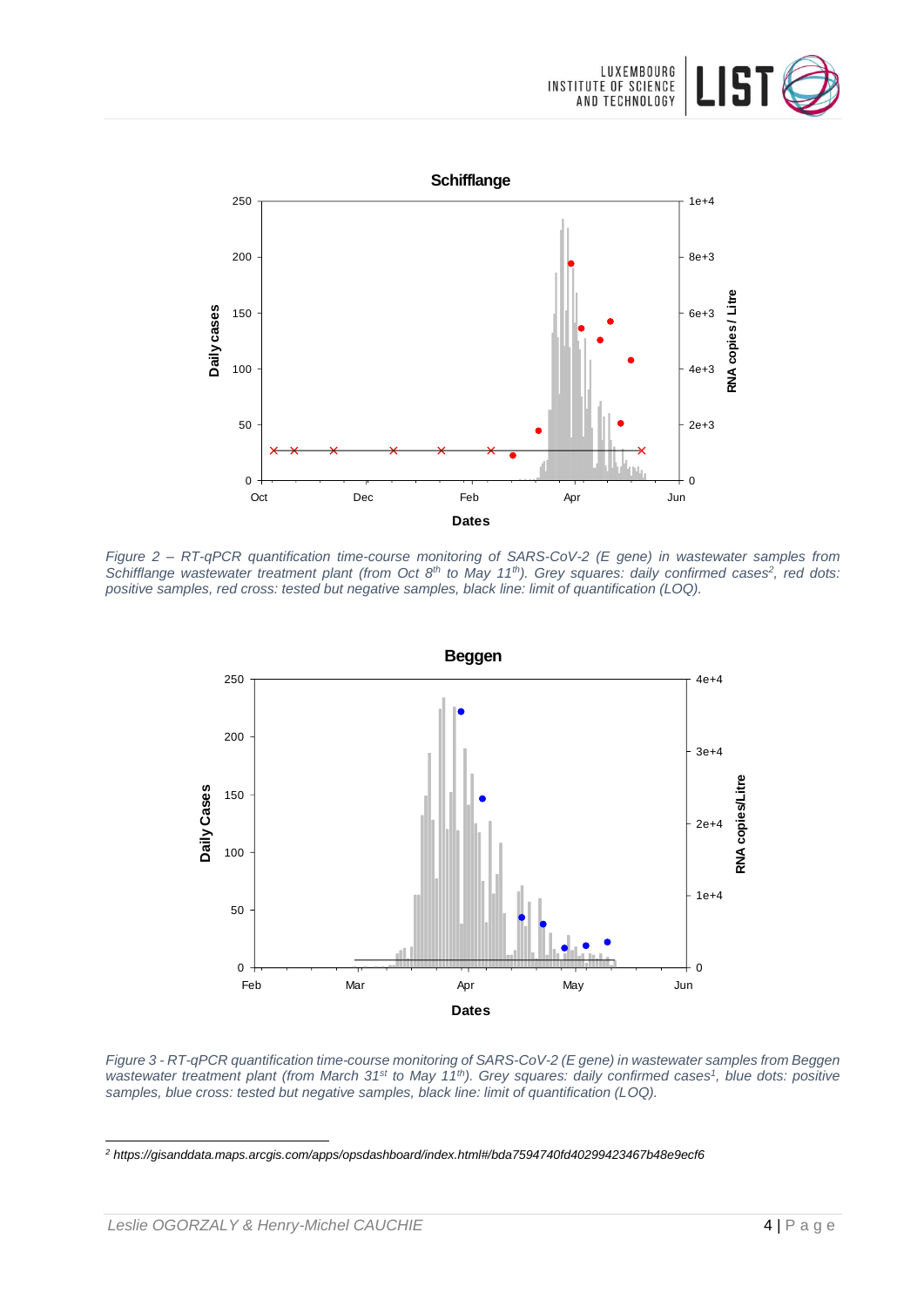*Figure 2 – RT-qPCR quantification time-course monitoring of SARS-CoV-2 (E gene) in wastewater samples from Schifflange wastewater treatment plant (from Oct 8th to May 11th). Grey squares: daily confirmed cases[2], red dots: positive samples, red cross: tested but negative samples, black line: limit of quantification (LOQ).*

*Figure 3 - RT-qPCR quantification time-course monitoring of SARS-CoV-2 (E gene) in wastewater samples from Beggen wastewater treatment plant (from March 31st to May 11th). Grey squares: daily confirmed cases[1], blue dots: positive samples, blue cross: tested but negative samples, black line: limit of quantification (LOQ).*

---

[2] https://gisanddata.maps.arcgis.com/apps/opsdashboard/index.html#/bda7594740fd40299423467b48e9ecf6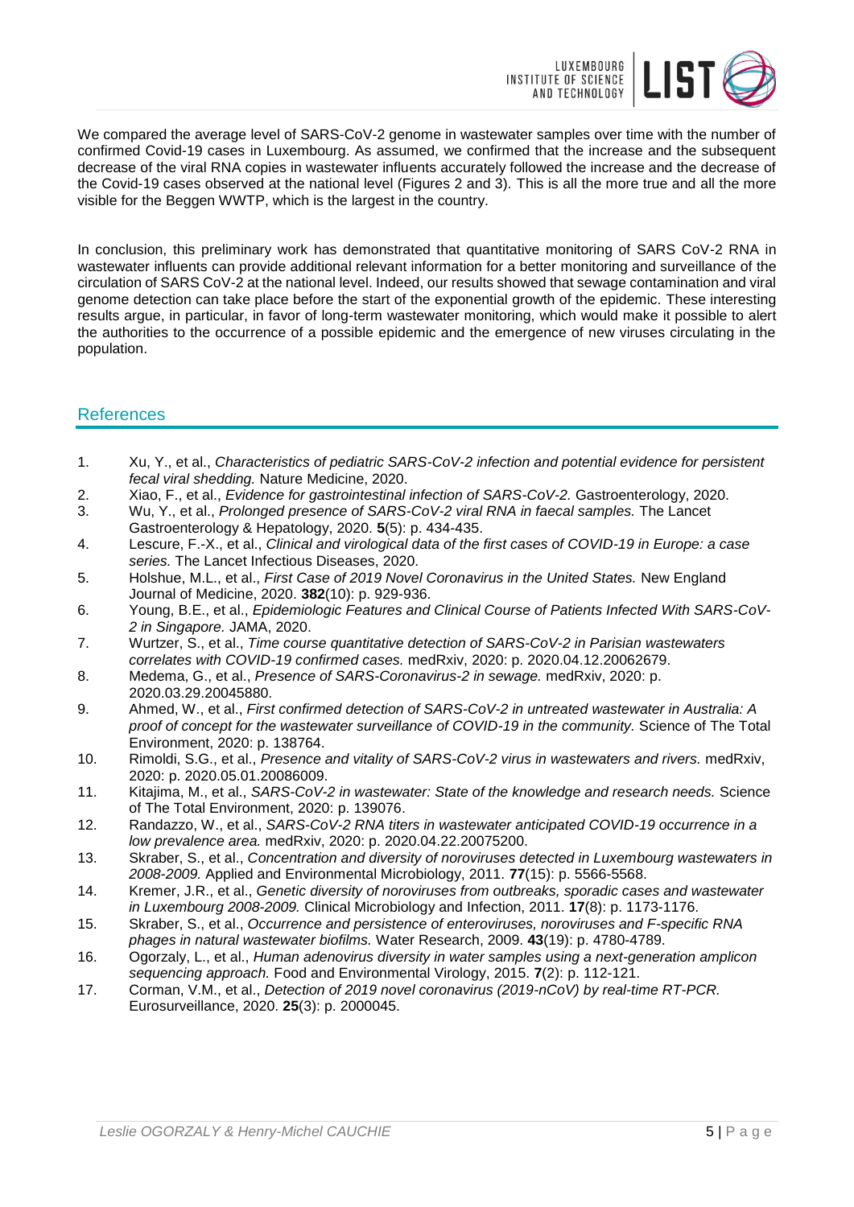We compared the average level of SARS-CoV-2 genome in wastewater samples over time with the number of confirmed Covid-19 cases in Luxembourg. As assumed, we confirmed that the increase and the subsequent decrease of the viral RNA copies in wastewater influents accurately followed the increase and the decrease of the Covid-19 cases observed at the national level (Figures 2 and 3). This is all the more true and all the more visible for the Beggen WWTP, which is the largest in the country.

In conclusion, this preliminary work has demonstrated that quantitative monitoring of SARS CoV-2 RNA in wastewater influents can provide additional relevant information for a better monitoring and surveillance of the circulation of SARS CoV-2 at the national level. Indeed, our results showed that sewage contamination and viral genome detection can take place before the start of the exponential growth of the epidemic. These interesting results argue, in particular, in favor of long-term wastewater monitoring, which would make it possible to alert the authorities to the occurrence of a possible epidemic and the emergence of new viruses circulating in the population.

## References

1. Xu, Y., et al., *Characteristics of pediatric SARS-CoV-2 infection and potential evidence for persistent fecal viral shedding.* Nature Medicine, 2020.
2. Xiao, F., et al., *Evidence for gastrointestinal infection of SARS-CoV-2.* Gastroenterology, 2020.
3. Wu, Y., et al., *Prolonged presence of SARS-CoV-2 viral RNA in faecal samples.* The Lancet Gastroenterology & Hepatology, 2020. **5**(5): p. 434-435.
4. Lescure, F.-X., et al., *Clinical and virological data of the first cases of COVID-19 in Europe: a case series.* The Lancet Infectious Diseases, 2020.
5. Holshue, M.L., et al., *First Case of 2019 Novel Coronavirus in the United States.* New England Journal of Medicine, 2020. **382**(10): p. 929-936.
6. Young, B.E., et al., *Epidemiologic Features and Clinical Course of Patients Infected With SARS-CoV-2 in Singapore.* JAMA, 2020.
7. Wurtzer, S., et al., *Time course quantitative detection of SARS-CoV-2 in Parisian wastewaters correlates with COVID-19 confirmed cases.* medRxiv, 2020: p. 2020.04.12.20062679.
8. Medema, G., et al., *Presence of SARS-Coronavirus-2 in sewage.* medRxiv, 2020: p. 2020.03.29.20045880.
9. Ahmed, W., et al., *First confirmed detection of SARS-CoV-2 in untreated wastewater in Australia: A proof of concept for the wastewater surveillance of COVID-19 in the community.* Science of The Total Environment, 2020: p. 138764.
10. Rimoldi, S.G., et al., *Presence and vitality of SARS-CoV-2 virus in wastewaters and rivers.* medRxiv, 2020: p. 2020.05.01.20086009.
11. Kitajima, M., et al., *SARS-CoV-2 in wastewater: State of the knowledge and research needs.* Science of The Total Environment, 2020: p. 139076.
12. Randazzo, W., et al., *SARS-CoV-2 RNA titers in wastewater anticipated COVID-19 occurrence in a low prevalence area.* medRxiv, 2020: p. 2020.04.22.20075200.
13. Skraber, S., et al., *Concentration and diversity of noroviruses detected in Luxembourg wastewaters in 2008-2009.* Applied and Environmental Microbiology, 2011. **77**(15): p. 5566-5568.
14. Kremer, J.R., et al., *Genetic diversity of noroviruses from outbreaks, sporadic cases and wastewater in Luxembourg 2008-2009.* Clinical Microbiology and Infection, 2011. **17**(8): p. 1173-1176.
15. Skraber, S., et al., *Occurrence and persistence of enteroviruses, noroviruses and F-specific RNA phages in natural wastewater biofilms.* Water Research, 2009. **43**(19): p. 4780-4789.
16. Ogorzaly, L., et al., *Human adenovirus diversity in water samples using a next-generation amplicon sequencing approach.* Food and Environmental Virology, 2015. **7**(2): p. 112-121.
17. Corman, V.M., et al., *Detection of 2019 novel coronavirus (2019-nCoV) by real-time RT-PCR.* Eurosurveillance, 2020. **25**(3): p. 2000045.